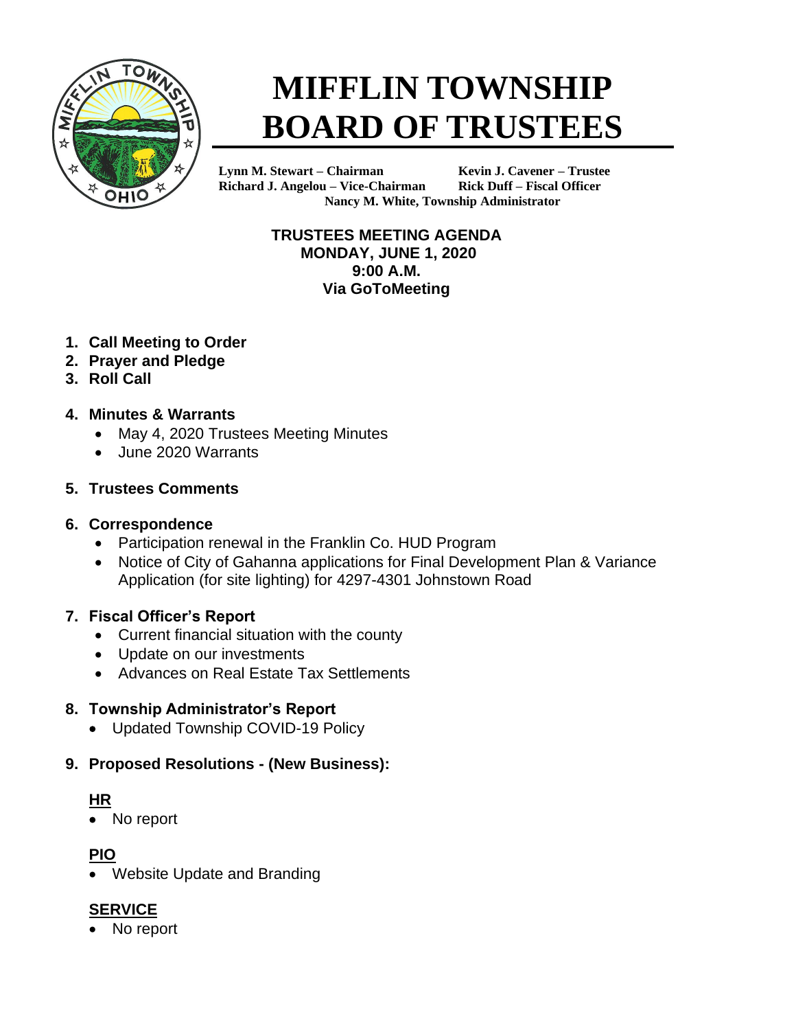# MIFFLIN TOWNSHIP BOARD OF TRUSTEES

**Lynn M. Stewart – Chairman** **Kevin J. Cavener – Trustee**
**Richard J. Angelou – Vice-Chairman** **Rick Duff – Fiscal Officer**
**Nancy M. White, Township Administrator**

**TRUSTEES MEETING AGENDA**
**MONDAY, JUNE 1, 2020**
**9:00 A.M.**
**Via GoToMeeting**

1. **Call Meeting to Order**
2. **Prayer and Pledge**
3. **Roll Call**

4. **Minutes & Warrants**
   - May 4, 2020 Trustees Meeting Minutes
   - June 2020 Warrants

5. **Trustees Comments**

6. **Correspondence**
   - Participation renewal in the Franklin Co. HUD Program
   - Notice of City of Gahanna applications for Final Development Plan & Variance Application (for site lighting) for 4297-4301 Johnstown Road

7. **Fiscal Officer's Report**
   - Current financial situation with the county
   - Update on our investments
   - Advances on Real Estate Tax Settlements

8. **Township Administrator's Report**
   - Updated Township COVID-19 Policy

9. **Proposed Resolutions - (New Business):**

**HR**
- No report

**PIO**
- Website Update and Branding

**SERVICE**
- No report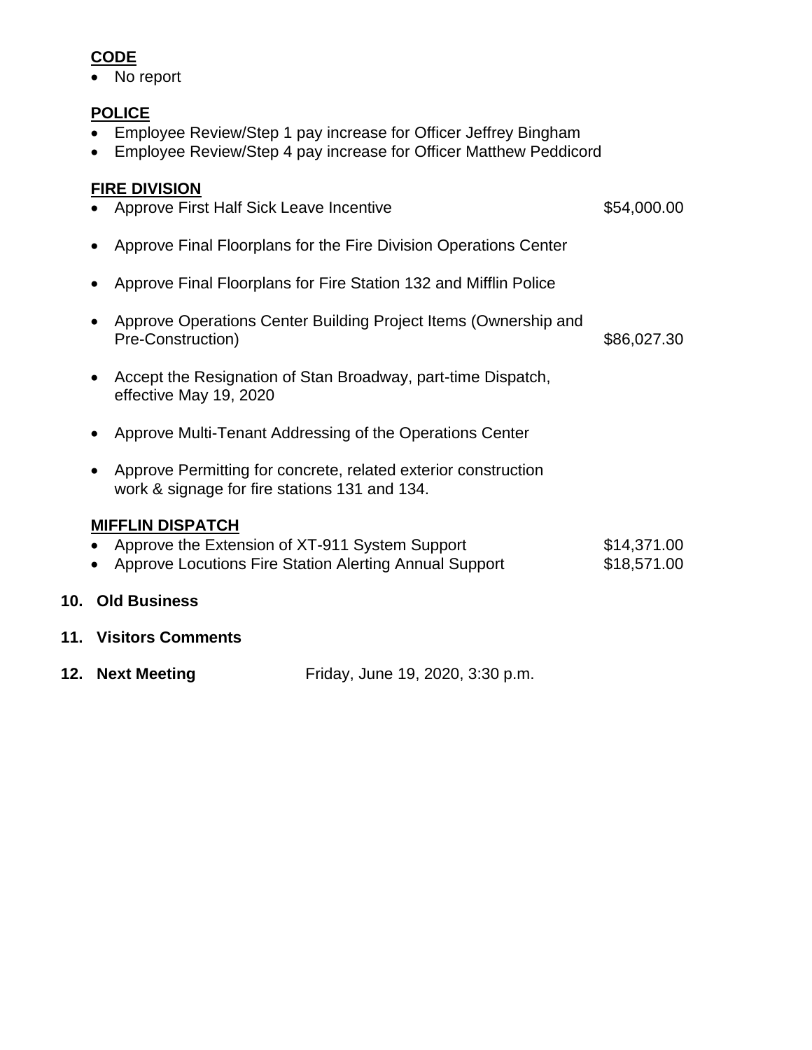**CODE**

- No report

**POLICE**

- Employee Review/Step 1 pay increase for Officer Jeffrey Bingham
- Employee Review/Step 4 pay increase for Officer Matthew Peddicord

**FIRE DIVISION**

- Approve First Half Sick Leave Incentive $54,000.00
- Approve Final Floorplans for the Fire Division Operations Center
- Approve Final Floorplans for Fire Station 132 and Mifflin Police
- Approve Operations Center Building Project Items (Ownership and Pre-Construction) $86,027.30
- Accept the Resignation of Stan Broadway, part-time Dispatch, effective May 19, 2020
- Approve Multi-Tenant Addressing of the Operations Center
- Approve Permitting for concrete, related exterior construction work & signage for fire stations 131 and 134.

**MIFFLIN DISPATCH**

- Approve the Extension of XT-911 System Support $14,371.00
- Approve Locutions Fire Station Alerting Annual Support $18,571.00

**10. Old Business**

**11. Visitors Comments**

**12. Next Meeting** Friday, June 19, 2020, 3:30 p.m.